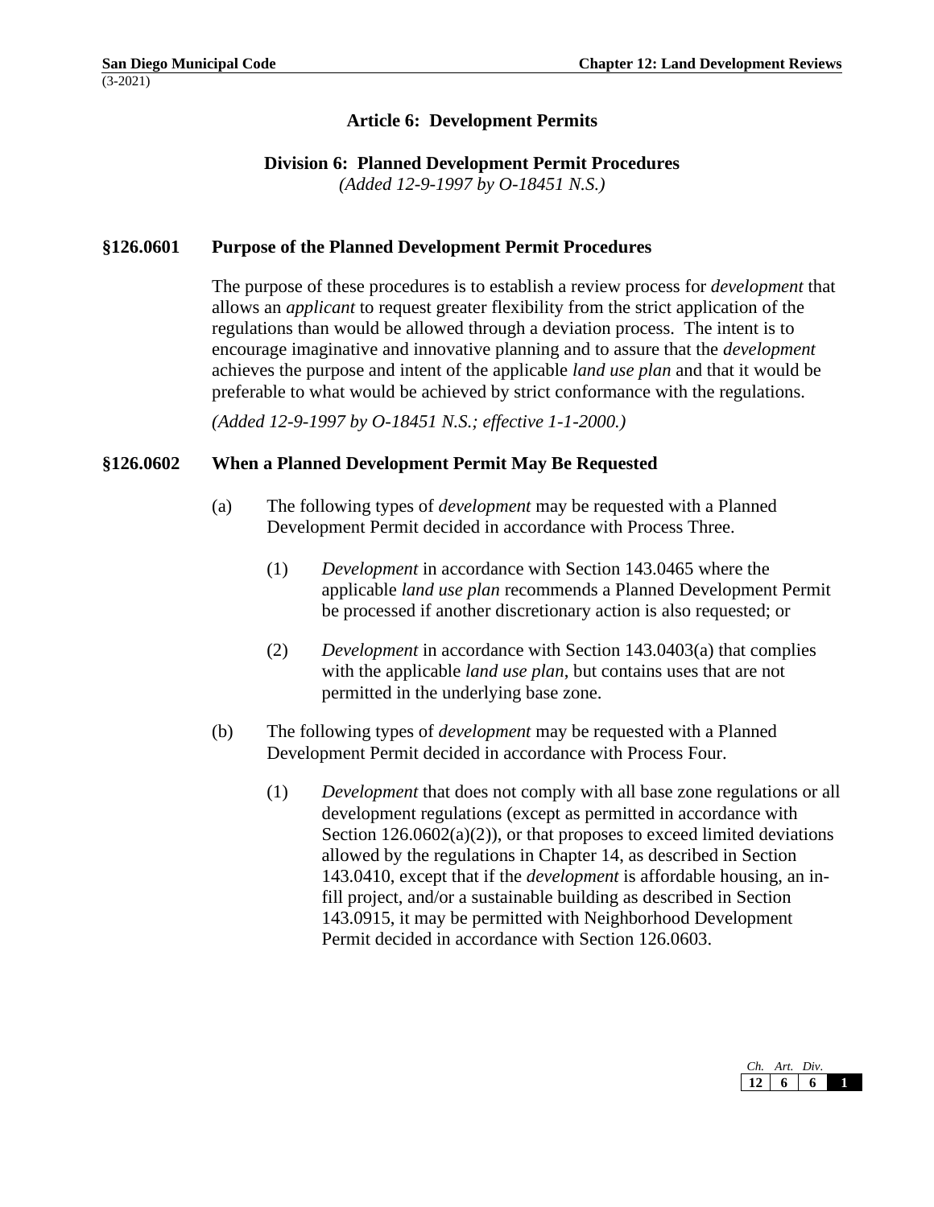# Article 6: Development Permits

## Division 6: Planned Development Permit Procedures

*(Added 12-9-1997 by O-18451 N.S.)*

### §126.0601 Purpose of the Planned Development Permit Procedures

The purpose of these procedures is to establish a review process for *development* that allows an *applicant* to request greater flexibility from the strict application of the regulations than would be allowed through a deviation process. The intent is to encourage imaginative and innovative planning and to assure that the *development* achieves the purpose and intent of the applicable *land use plan* and that it would be preferable to what would be achieved by strict conformance with the regulations.

*(Added 12-9-1997 by O-18451 N.S.; effective 1-1-2000.)*

### §126.0602 When a Planned Development Permit May Be Requested

(a) The following types of *development* may be requested with a Planned Development Permit decided in accordance with Process Three.

(1) *Development* in accordance with Section 143.0465 where the applicable *land use plan* recommends a Planned Development Permit be processed if another discretionary action is also requested; or

(2) *Development* in accordance with Section 143.0403(a) that complies with the applicable *land use plan*, but contains uses that are not permitted in the underlying base zone.

(b) The following types of *development* may be requested with a Planned Development Permit decided in accordance with Process Four.

(1) *Development* that does not comply with all base zone regulations or all development regulations (except as permitted in accordance with Section 126.0602(a)(2)), or that proposes to exceed limited deviations allowed by the regulations in Chapter 14, as described in Section 143.0410, except that if the *development* is affordable housing, an in-fill project, and/or a sustainable building as described in Section 143.0915, it may be permitted with Neighborhood Development Permit decided in accordance with Section 126.0603.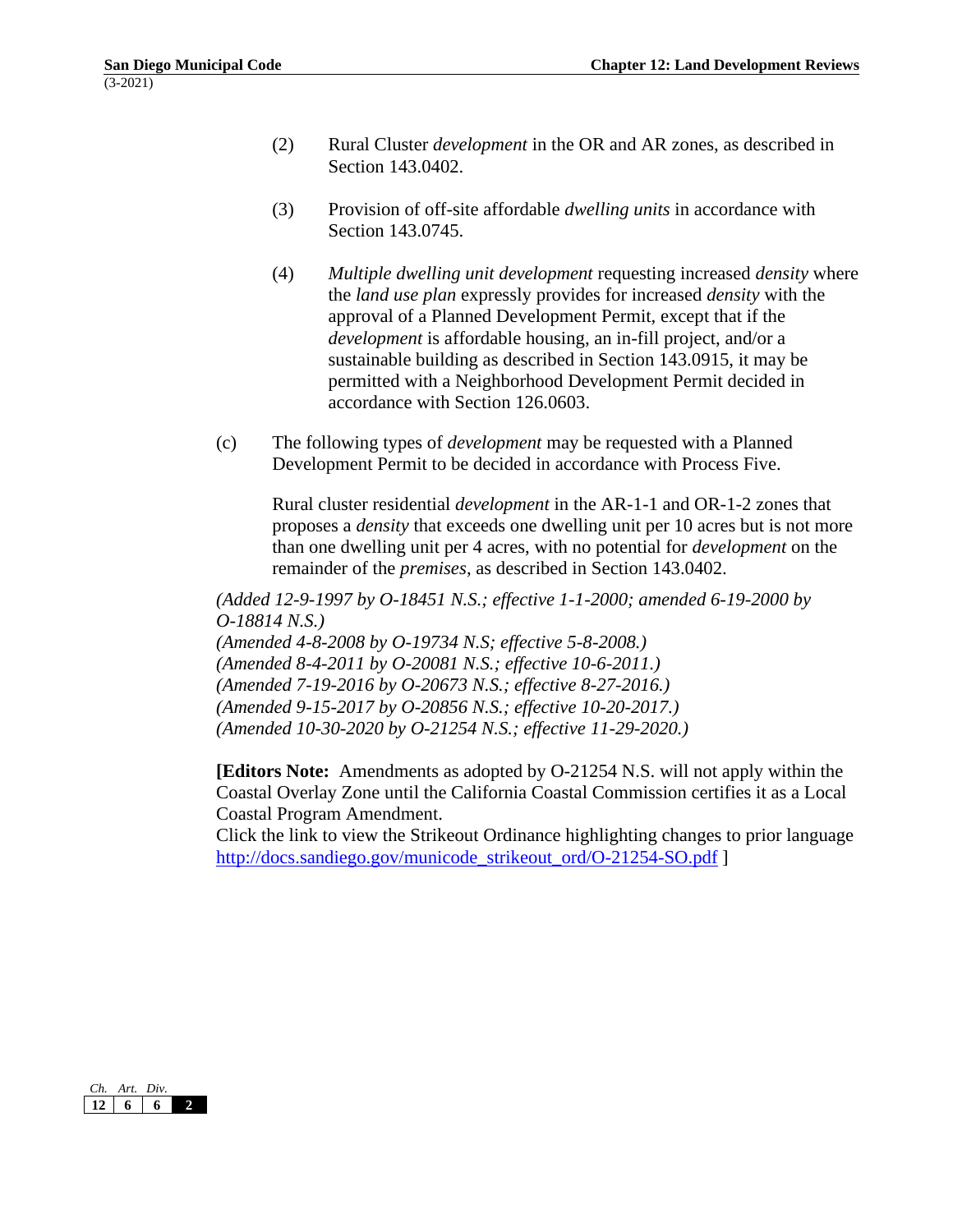(2) Rural Cluster *development* in the OR and AR zones, as described in Section 143.0402.

(3) Provision of off-site affordable *dwelling units* in accordance with Section 143.0745.

(4) *Multiple dwelling unit development* requesting increased *density* where the *land use plan* expressly provides for increased *density* with the approval of a Planned Development Permit, except that if the *development* is affordable housing, an in-fill project, and/or a sustainable building as described in Section 143.0915, it may be permitted with a Neighborhood Development Permit decided in accordance with Section 126.0603.

(c) The following types of *development* may be requested with a Planned Development Permit to be decided in accordance with Process Five.

Rural cluster residential *development* in the AR-1-1 and OR-1-2 zones that proposes a *density* that exceeds one dwelling unit per 10 acres but is not more than one dwelling unit per 4 acres, with no potential for *development* on the remainder of the *premises*, as described in Section 143.0402.

*(Added 12-9-1997 by O-18451 N.S.; effective 1-1-2000; amended 6-19-2000 by O-18814 N.S.)*
*(Amended 4-8-2008 by O-19734 N.S; effective 5-8-2008.)*
*(Amended 8-4-2011 by O-20081 N.S.; effective 10-6-2011.)*
*(Amended 7-19-2016 by O-20673 N.S.; effective 8-27-2016.)*
*(Amended 9-15-2017 by O-20856 N.S.; effective 10-20-2017.)*
*(Amended 10-30-2020 by O-21254 N.S.; effective 11-29-2020.)*

**[Editors Note:** Amendments as adopted by O-21254 N.S. will not apply within the Coastal Overlay Zone until the California Coastal Commission certifies it as a Local Coastal Program Amendment.
Click the link to view the Strikeout Ordinance highlighting changes to prior language http://docs.sandiego.gov/municode_strikeout_ord/O-21254-SO.pdf ]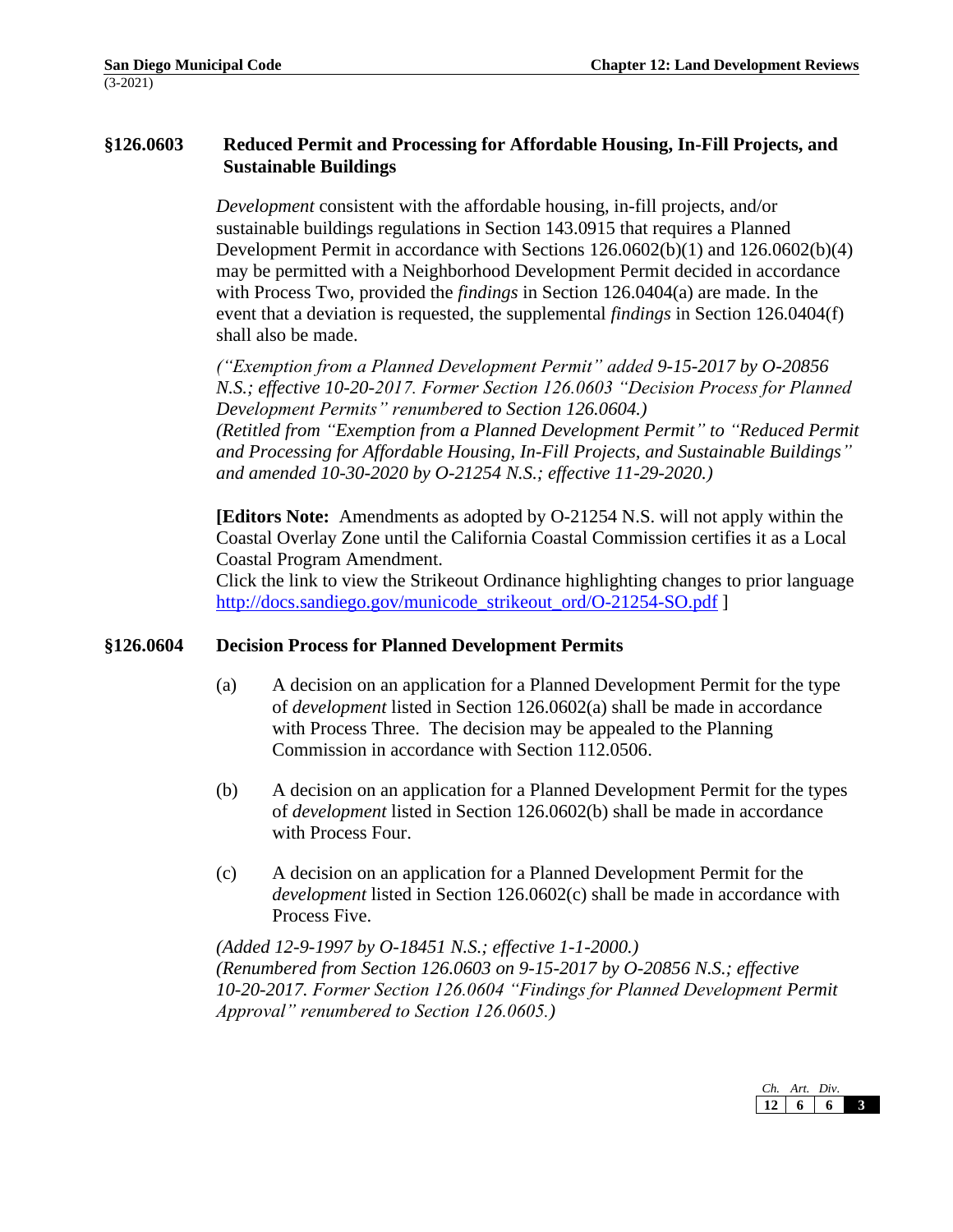## §126.0603 Reduced Permit and Processing for Affordable Housing, In-Fill Projects, and Sustainable Buildings

*Development* consistent with the affordable housing, in-fill projects, and/or sustainable buildings regulations in Section 143.0915 that requires a Planned Development Permit in accordance with Sections 126.0602(b)(1) and 126.0602(b)(4) may be permitted with a Neighborhood Development Permit decided in accordance with Process Two, provided the *findings* in Section 126.0404(a) are made. In the event that a deviation is requested, the supplemental *findings* in Section 126.0404(f) shall also be made.

*("Exemption from a Planned Development Permit" added 9-15-2017 by O-20856 N.S.; effective 10-20-2017. Former Section 126.0603 "Decision Process for Planned Development Permits" renumbered to Section 126.0604.)*
*(Retitled from "Exemption from a Planned Development Permit" to "Reduced Permit and Processing for Affordable Housing, In-Fill Projects, and Sustainable Buildings" and amended 10-30-2020 by O-21254 N.S.; effective 11-29-2020.)*

[**Editors Note:** Amendments as adopted by O-21254 N.S. will not apply within the Coastal Overlay Zone until the California Coastal Commission certifies it as a Local Coastal Program Amendment.
Click the link to view the Strikeout Ordinance highlighting changes to prior language http://docs.sandiego.gov/municode_strikeout_ord/O-21254-SO.pdf ]

## §126.0604 Decision Process for Planned Development Permits

(a) A decision on an application for a Planned Development Permit for the type of *development* listed in Section 126.0602(a) shall be made in accordance with Process Three. The decision may be appealed to the Planning Commission in accordance with Section 112.0506.

(b) A decision on an application for a Planned Development Permit for the types of *development* listed in Section 126.0602(b) shall be made in accordance with Process Four.

(c) A decision on an application for a Planned Development Permit for the *development* listed in Section 126.0602(c) shall be made in accordance with Process Five.

*(Added 12-9-1997 by O-18451 N.S.; effective 1-1-2000.)*
*(Renumbered from Section 126.0603 on 9-15-2017 by O-20856 N.S.; effective 10-20-2017. Former Section 126.0604 "Findings for Planned Development Permit Approval" renumbered to Section 126.0605.)*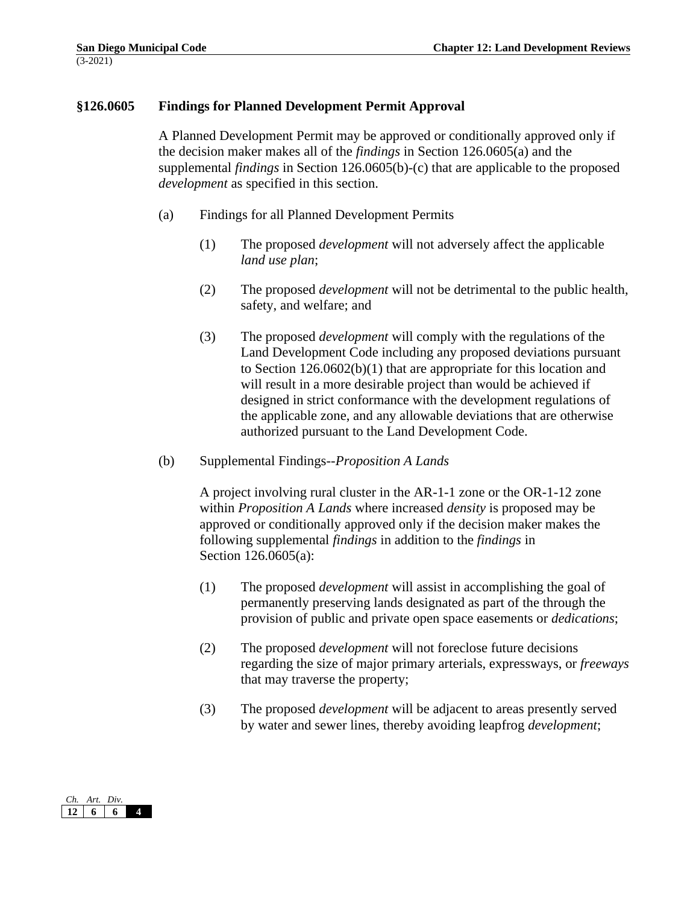## §126.0605 Findings for Planned Development Permit Approval

A Planned Development Permit may be approved or conditionally approved only if the decision maker makes all of the *findings* in Section 126.0605(a) and the supplemental *findings* in Section 126.0605(b)-(c) that are applicable to the proposed *development* as specified in this section.

(a) Findings for all Planned Development Permits

(1) The proposed *development* will not adversely affect the applicable *land use plan*;

(2) The proposed *development* will not be detrimental to the public health, safety, and welfare; and

(3) The proposed *development* will comply with the regulations of the Land Development Code including any proposed deviations pursuant to Section 126.0602(b)(1) that are appropriate for this location and will result in a more desirable project than would be achieved if designed in strict conformance with the development regulations of the applicable zone, and any allowable deviations that are otherwise authorized pursuant to the Land Development Code.

(b) Supplemental Findings--*Proposition A Lands*

A project involving rural cluster in the AR-1-1 zone or the OR-1-12 zone within *Proposition A Lands* where increased *density* is proposed may be approved or conditionally approved only if the decision maker makes the following supplemental *findings* in addition to the *findings* in Section 126.0605(a):

(1) The proposed *development* will assist in accomplishing the goal of permanently preserving lands designated as part of the through the provision of public and private open space easements or *dedications*;

(2) The proposed *development* will not foreclose future decisions regarding the size of major primary arterials, expressways, or *freeways* that may traverse the property;

(3) The proposed *development* will be adjacent to areas presently served by water and sewer lines, thereby avoiding leapfrog *development*;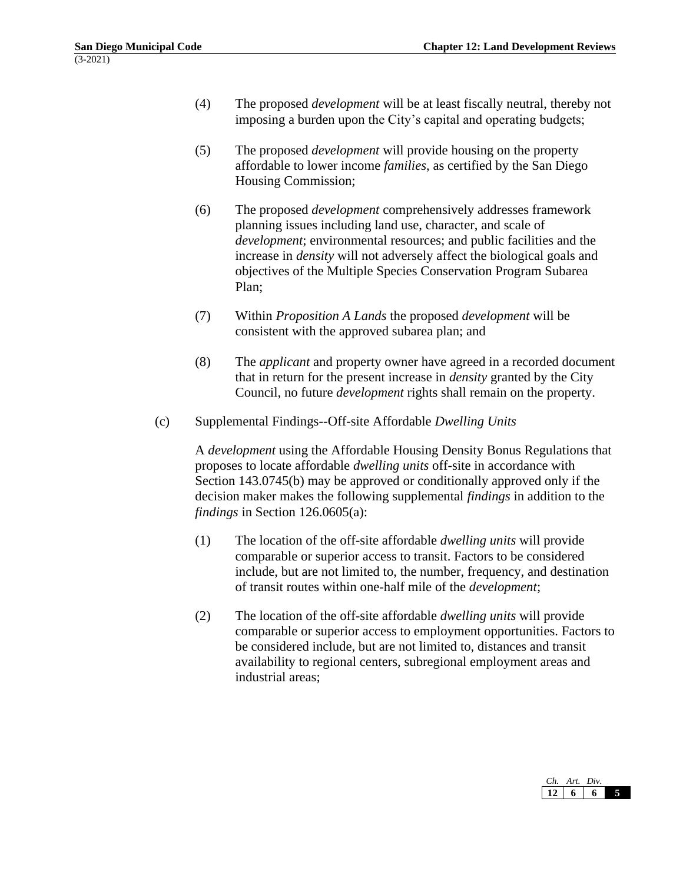(4) The proposed *development* will be at least fiscally neutral, thereby not imposing a burden upon the City's capital and operating budgets;

(5) The proposed *development* will provide housing on the property affordable to lower income *families*, as certified by the San Diego Housing Commission;

(6) The proposed *development* comprehensively addresses framework planning issues including land use, character, and scale of *development*; environmental resources; and public facilities and the increase in *density* will not adversely affect the biological goals and objectives of the Multiple Species Conservation Program Subarea Plan;

(7) Within *Proposition A Lands* the proposed *development* will be consistent with the approved subarea plan; and

(8) The *applicant* and property owner have agreed in a recorded document that in return for the present increase in *density* granted by the City Council, no future *development* rights shall remain on the property.

(c) Supplemental Findings--Off-site Affordable *Dwelling Units*

A *development* using the Affordable Housing Density Bonus Regulations that proposes to locate affordable *dwelling units* off-site in accordance with Section 143.0745(b) may be approved or conditionally approved only if the decision maker makes the following supplemental *findings* in addition to the *findings* in Section 126.0605(a):

(1) The location of the off-site affordable *dwelling units* will provide comparable or superior access to transit. Factors to be considered include, but are not limited to, the number, frequency, and destination of transit routes within one-half mile of the *development*;

(2) The location of the off-site affordable *dwelling units* will provide comparable or superior access to employment opportunities. Factors to be considered include, but are not limited to, distances and transit availability to regional centers, subregional employment areas and industrial areas;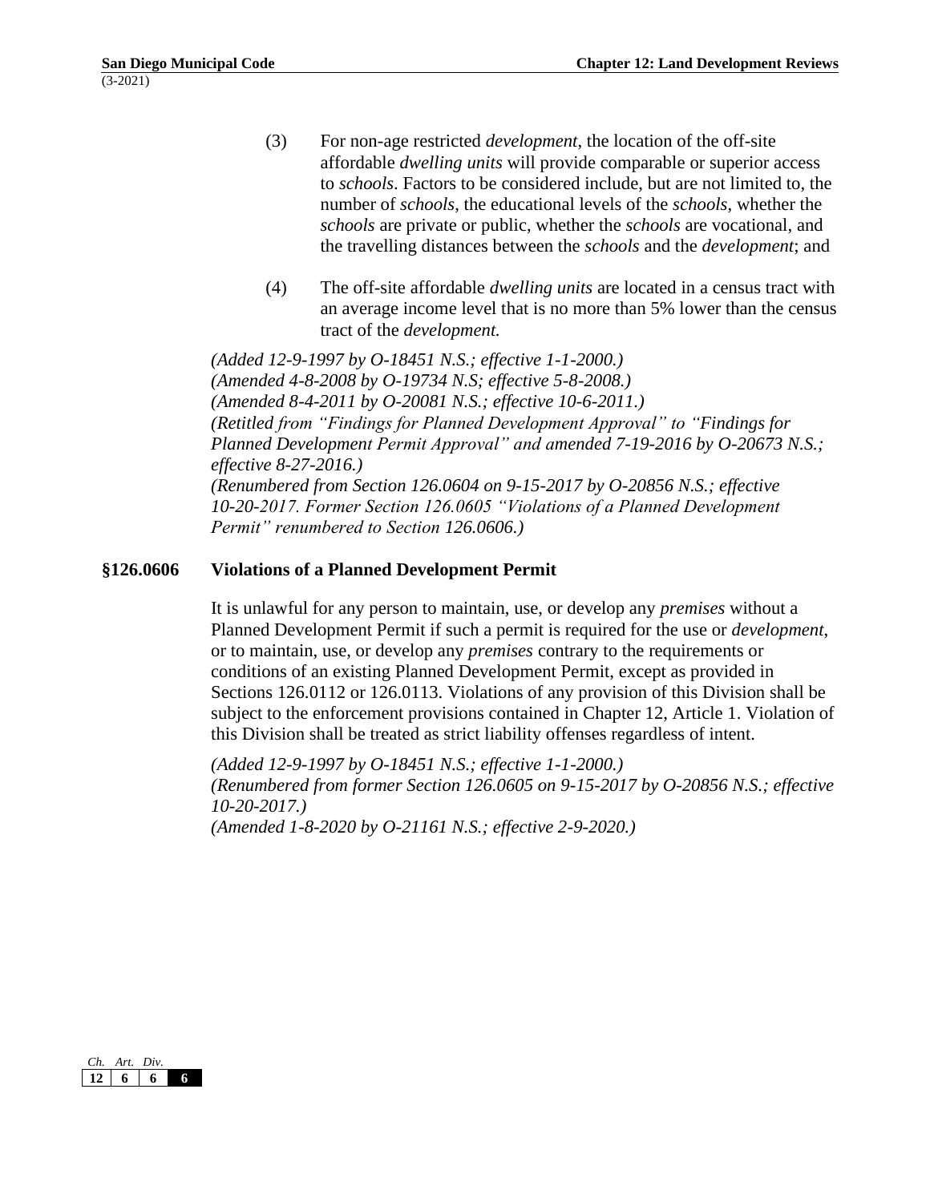(3) For non-age restricted *development*, the location of the off-site affordable *dwelling units* will provide comparable or superior access to *schools*. Factors to be considered include, but are not limited to, the number of *schools*, the educational levels of the *schools*, whether the *schools* are private or public, whether the *schools* are vocational, and the travelling distances between the *schools* and the *development*; and

(4) The off-site affordable *dwelling units* are located in a census tract with an average income level that is no more than 5% lower than the census tract of the *development.*

*(Added 12-9-1997 by O-18451 N.S.; effective 1-1-2000.)*
*(Amended 4-8-2008 by O-19734 N.S; effective 5-8-2008.)*
*(Amended 8-4-2011 by O-20081 N.S.; effective 10-6-2011.)*
*(Retitled from "Findings for Planned Development Approval" to "Findings for Planned Development Permit Approval" and amended 7-19-2016 by O-20673 N.S.; effective 8-27-2016.)*
*(Renumbered from Section 126.0604 on 9-15-2017 by O-20856 N.S.; effective 10-20-2017. Former Section 126.0605 "Violations of a Planned Development Permit" renumbered to Section 126.0606.)*

## §126.0606 Violations of a Planned Development Permit

It is unlawful for any person to maintain, use, or develop any *premises* without a Planned Development Permit if such a permit is required for the use or *development*, or to maintain, use, or develop any *premises* contrary to the requirements or conditions of an existing Planned Development Permit, except as provided in Sections 126.0112 or 126.0113. Violations of any provision of this Division shall be subject to the enforcement provisions contained in Chapter 12, Article 1. Violation of this Division shall be treated as strict liability offenses regardless of intent.

*(Added 12-9-1997 by O-18451 N.S.; effective 1-1-2000.)*
*(Renumbered from former Section 126.0605 on 9-15-2017 by O-20856 N.S.; effective 10-20-2017.)*
*(Amended 1-8-2020 by O-21161 N.S.; effective 2-9-2020.)*